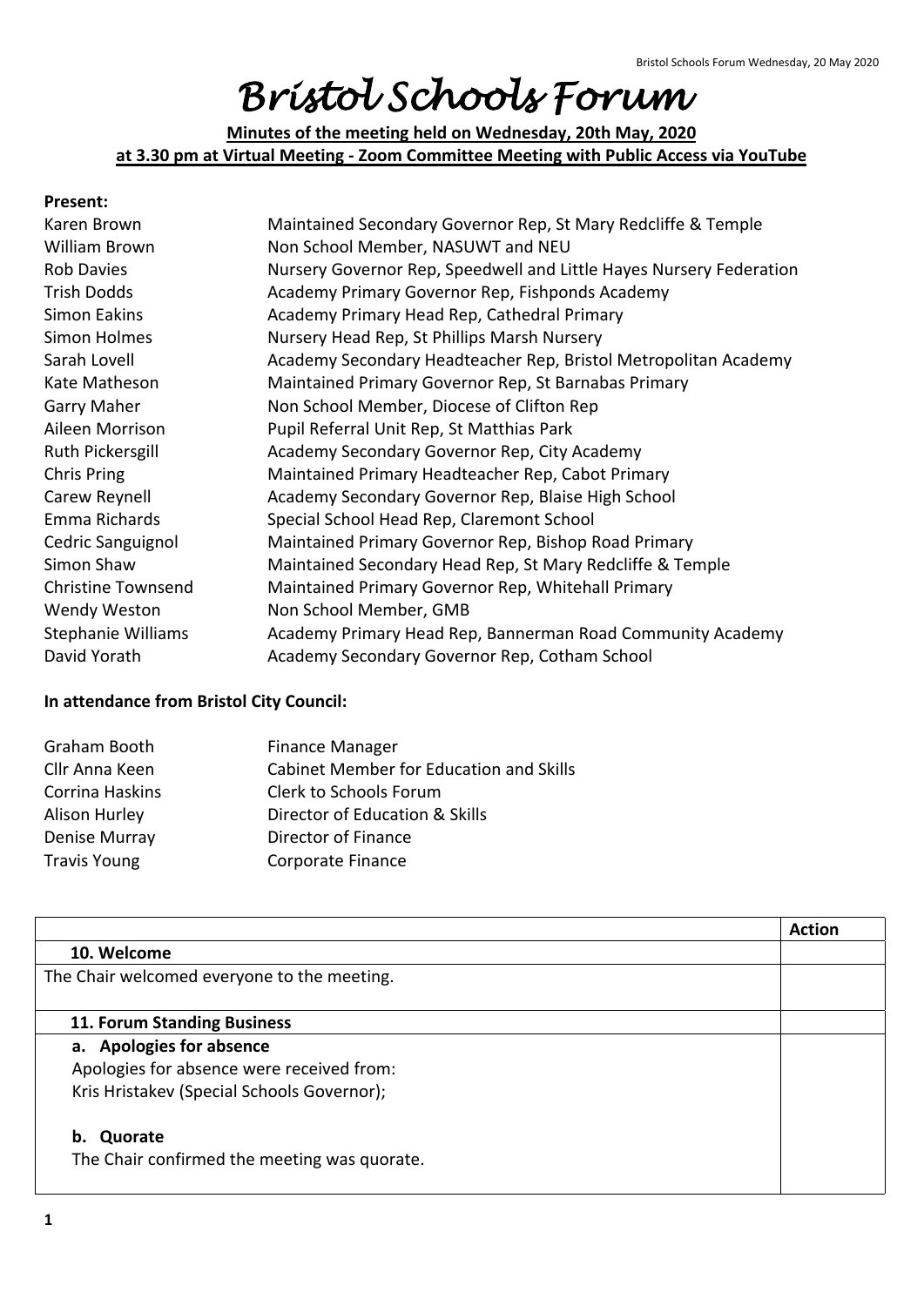# Bristol Schools Forum

**Minutes of the meeting held on Wednesday, 20th May, 2020**
**at 3.30 pm at Virtual Meeting - Zoom Committee Meeting with Public Access via YouTube**

**Present:**

| | |
|---|---|
| Karen Brown | Maintained Secondary Governor Rep, St Mary Redcliffe & Temple |
| William Brown | Non School Member, NASUWT and NEU |
| Rob Davies | Nursery Governor Rep, Speedwell and Little Hayes Nursery Federation |
| Trish Dodds | Academy Primary Governor Rep, Fishponds Academy |
| Simon Eakins | Academy Primary Head Rep, Cathedral Primary |
| Simon Holmes | Nursery Head Rep, St Phillips Marsh Nursery |
| Sarah Lovell | Academy Secondary Headteacher Rep, Bristol Metropolitan Academy |
| Kate Matheson | Maintained Primary Governor Rep, St Barnabas Primary |
| Garry Maher | Non School Member, Diocese of Clifton Rep |
| Aileen Morrison | Pupil Referral Unit Rep, St Matthias Park |
| Ruth Pickersgill | Academy Secondary Governor Rep, City Academy |
| Chris Pring | Maintained Primary Headteacher Rep, Cabot Primary |
| Carew Reynell | Academy Secondary Governor Rep, Blaise High School |
| Emma Richards | Special School Head Rep, Claremont School |
| Cedric Sanguignol | Maintained Primary Governor Rep, Bishop Road Primary |
| Simon Shaw | Maintained Secondary Head Rep, St Mary Redcliffe & Temple |
| Christine Townsend | Maintained Primary Governor Rep, Whitehall Primary |
| Wendy Weston | Non School Member, GMB |
| Stephanie Williams | Academy Primary Head Rep, Bannerman Road Community Academy |
| David Yorath | Academy Secondary Governor Rep, Cotham School |

**In attendance from Bristol City Council:**

| | |
|---|---|
| Graham Booth | Finance Manager |
| Cllr Anna Keen | Cabinet Member for Education and Skills |
| Corrina Haskins | Clerk to Schools Forum |
| Alison Hurley | Director of Education & Skills |
| Denise Murray | Director of Finance |
| Travis Young | Corporate Finance |

| | Action |
|---|---|
| **10. Welcome** | |
| The Chair welcomed everyone to the meeting. | |
| **11. Forum Standing Business** | |
| **a. Apologies for absence**<br>Apologies for absence were received from:<br>Kris Hristakev (Special Schools Governor);<br><br>**b. Quorate**<br>The Chair confirmed the meeting was quorate. | |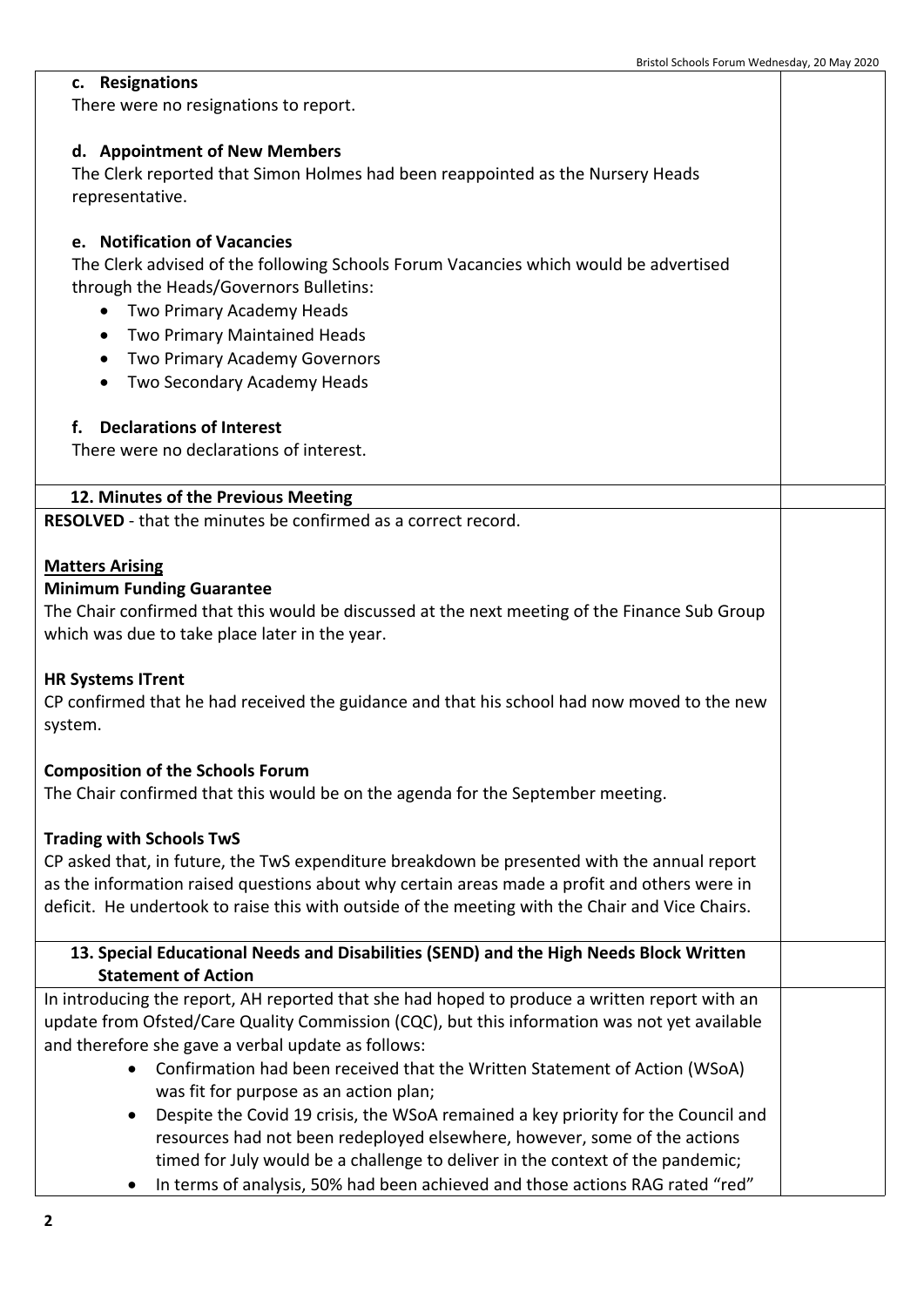**c. Resignations**

There were no resignations to report.

**d. Appointment of New Members**

The Clerk reported that Simon Holmes had been reappointed as the Nursery Heads representative.

**e. Notification of Vacancies**

The Clerk advised of the following Schools Forum Vacancies which would be advertised through the Heads/Governors Bulletins:

- Two Primary Academy Heads
- Two Primary Maintained Heads
- Two Primary Academy Governors
- Two Secondary Academy Heads

**f. Declarations of Interest**

There were no declarations of interest.

## 12. Minutes of the Previous Meeting

**RESOLVED** - that the minutes be confirmed as a correct record.

**Matters Arising**

**Minimum Funding Guarantee**

The Chair confirmed that this would be discussed at the next meeting of the Finance Sub Group which was due to take place later in the year.

**HR Systems ITrent**

CP confirmed that he had received the guidance and that his school had now moved to the new system.

**Composition of the Schools Forum**

The Chair confirmed that this would be on the agenda for the September meeting.

**Trading with Schools TwS**

CP asked that, in future, the TwS expenditure breakdown be presented with the annual report as the information raised questions about why certain areas made a profit and others were in deficit. He undertook to raise this with outside of the meeting with the Chair and Vice Chairs.

## 13. Special Educational Needs and Disabilities (SEND) and the High Needs Block Written Statement of Action

In introducing the report, AH reported that she had hoped to produce a written report with an update from Ofsted/Care Quality Commission (CQC), but this information was not yet available and therefore she gave a verbal update as follows:

- Confirmation had been received that the Written Statement of Action (WSoA) was fit for purpose as an action plan;
- Despite the Covid 19 crisis, the WSoA remained a key priority for the Council and resources had not been redeployed elsewhere, however, some of the actions timed for July would be a challenge to deliver in the context of the pandemic;
- In terms of analysis, 50% had been achieved and those actions RAG rated "red"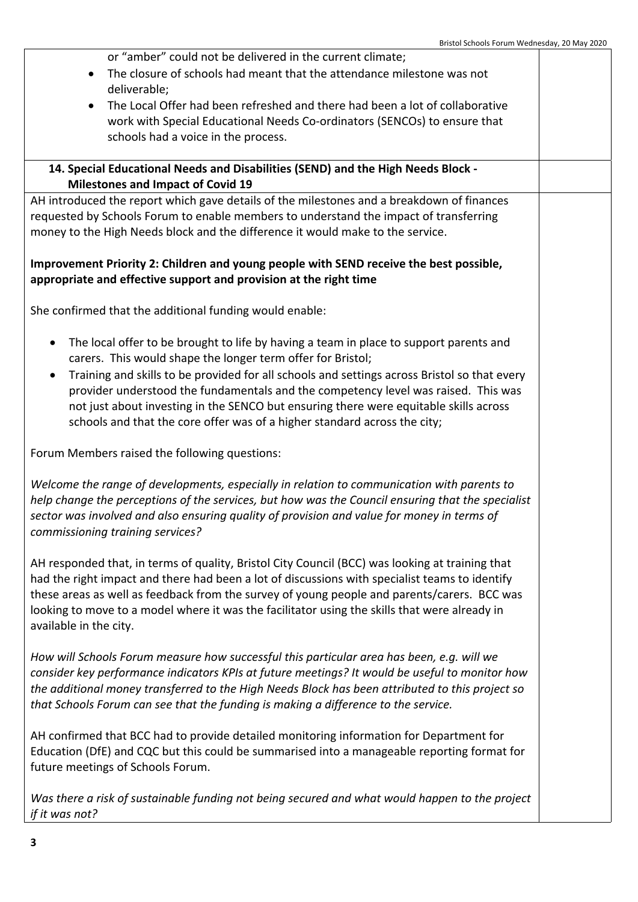or "amber" could not be delivered in the current climate;

- The closure of schools had meant that the attendance milestone was not deliverable;
- The Local Offer had been refreshed and there had been a lot of collaborative work with Special Educational Needs Co-ordinators (SENCOs) to ensure that schools had a voice in the process.

## 14. Special Educational Needs and Disabilities (SEND) and the High Needs Block - Milestones and Impact of Covid 19

AH introduced the report which gave details of the milestones and a breakdown of finances requested by Schools Forum to enable members to understand the impact of transferring money to the High Needs block and the difference it would make to the service.

**Improvement Priority 2: Children and young people with SEND receive the best possible, appropriate and effective support and provision at the right time**

She confirmed that the additional funding would enable:

- The local offer to be brought to life by having a team in place to support parents and carers. This would shape the longer term offer for Bristol;
- Training and skills to be provided for all schools and settings across Bristol so that every provider understood the fundamentals and the competency level was raised. This was not just about investing in the SENCO but ensuring there were equitable skills across schools and that the core offer was of a higher standard across the city;

Forum Members raised the following questions:

*Welcome the range of developments, especially in relation to communication with parents to help change the perceptions of the services, but how was the Council ensuring that the specialist sector was involved and also ensuring quality of provision and value for money in terms of commissioning training services?*

AH responded that, in terms of quality, Bristol City Council (BCC) was looking at training that had the right impact and there had been a lot of discussions with specialist teams to identify these areas as well as feedback from the survey of young people and parents/carers. BCC was looking to move to a model where it was the facilitator using the skills that were already in available in the city.

*How will Schools Forum measure how successful this particular area has been, e.g. will we consider key performance indicators KPIs at future meetings? It would be useful to monitor how the additional money transferred to the High Needs Block has been attributed to this project so that Schools Forum can see that the funding is making a difference to the service.*

AH confirmed that BCC had to provide detailed monitoring information for Department for Education (DfE) and CQC but this could be summarised into a manageable reporting format for future meetings of Schools Forum.

*Was there a risk of sustainable funding not being secured and what would happen to the project if it was not?*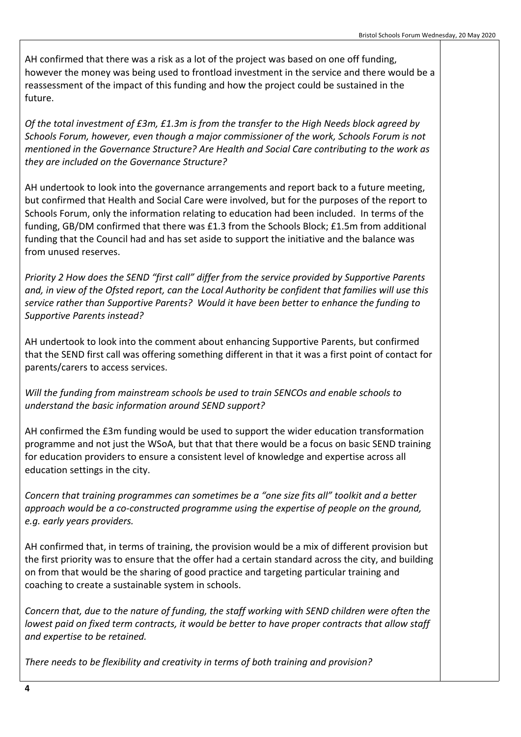AH confirmed that there was a risk as a lot of the project was based on one off funding, however the money was being used to frontload investment in the service and there would be a reassessment of the impact of this funding and how the project could be sustained in the future.

*Of the total investment of £3m, £1.3m is from the transfer to the High Needs block agreed by Schools Forum, however, even though a major commissioner of the work, Schools Forum is not mentioned in the Governance Structure? Are Health and Social Care contributing to the work as they are included on the Governance Structure?*

AH undertook to look into the governance arrangements and report back to a future meeting, but confirmed that Health and Social Care were involved, but for the purposes of the report to Schools Forum, only the information relating to education had been included. In terms of the funding, GB/DM confirmed that there was £1.3 from the Schools Block; £1.5m from additional funding that the Council had and has set aside to support the initiative and the balance was from unused reserves.

*Priority 2 How does the SEND "first call" differ from the service provided by Supportive Parents and, in view of the Ofsted report, can the Local Authority be confident that families will use this service rather than Supportive Parents? Would it have been better to enhance the funding to Supportive Parents instead?*

AH undertook to look into the comment about enhancing Supportive Parents, but confirmed that the SEND first call was offering something different in that it was a first point of contact for parents/carers to access services.

*Will the funding from mainstream schools be used to train SENCOs and enable schools to understand the basic information around SEND support?*

AH confirmed the £3m funding would be used to support the wider education transformation programme and not just the WSoA, but that that there would be a focus on basic SEND training for education providers to ensure a consistent level of knowledge and expertise across all education settings in the city.

*Concern that training programmes can sometimes be a "one size fits all" toolkit and a better approach would be a co-constructed programme using the expertise of people on the ground, e.g. early years providers.*

AH confirmed that, in terms of training, the provision would be a mix of different provision but the first priority was to ensure that the offer had a certain standard across the city, and building on from that would be the sharing of good practice and targeting particular training and coaching to create a sustainable system in schools.

*Concern that, due to the nature of funding, the staff working with SEND children were often the lowest paid on fixed term contracts, it would be better to have proper contracts that allow staff and expertise to be retained.*

*There needs to be flexibility and creativity in terms of both training and provision?*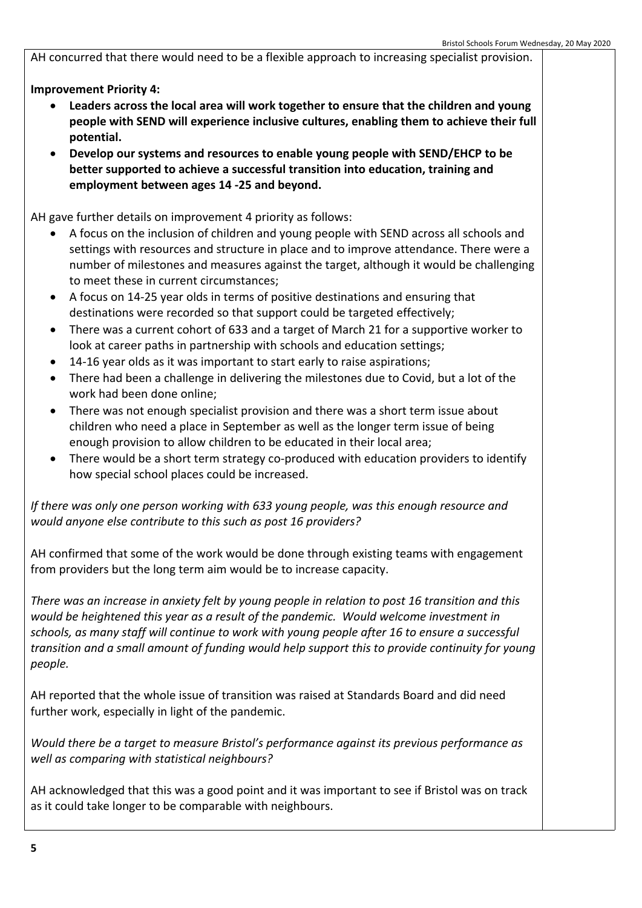AH concurred that there would need to be a flexible approach to increasing specialist provision.

**Improvement Priority 4:**

- **Leaders across the local area will work together to ensure that the children and young people with SEND will experience inclusive cultures, enabling them to achieve their full potential.**
- **Develop our systems and resources to enable young people with SEND/EHCP to be better supported to achieve a successful transition into education, training and employment between ages 14 -25 and beyond.**

AH gave further details on improvement 4 priority as follows:

- A focus on the inclusion of children and young people with SEND across all schools and settings with resources and structure in place and to improve attendance. There were a number of milestones and measures against the target, although it would be challenging to meet these in current circumstances;
- A focus on 14-25 year olds in terms of positive destinations and ensuring that destinations were recorded so that support could be targeted effectively;
- There was a current cohort of 633 and a target of March 21 for a supportive worker to look at career paths in partnership with schools and education settings;
- 14-16 year olds as it was important to start early to raise aspirations;
- There had been a challenge in delivering the milestones due to Covid, but a lot of the work had been done online;
- There was not enough specialist provision and there was a short term issue about children who need a place in September as well as the longer term issue of being enough provision to allow children to be educated in their local area;
- There would be a short term strategy co-produced with education providers to identify how special school places could be increased.

*If there was only one person working with 633 young people, was this enough resource and would anyone else contribute to this such as post 16 providers?*

AH confirmed that some of the work would be done through existing teams with engagement from providers but the long term aim would be to increase capacity.

*There was an increase in anxiety felt by young people in relation to post 16 transition and this would be heightened this year as a result of the pandemic. Would welcome investment in schools, as many staff will continue to work with young people after 16 to ensure a successful transition and a small amount of funding would help support this to provide continuity for young people.*

AH reported that the whole issue of transition was raised at Standards Board and did need further work, especially in light of the pandemic.

*Would there be a target to measure Bristol's performance against its previous performance as well as comparing with statistical neighbours?*

AH acknowledged that this was a good point and it was important to see if Bristol was on track as it could take longer to be comparable with neighbours.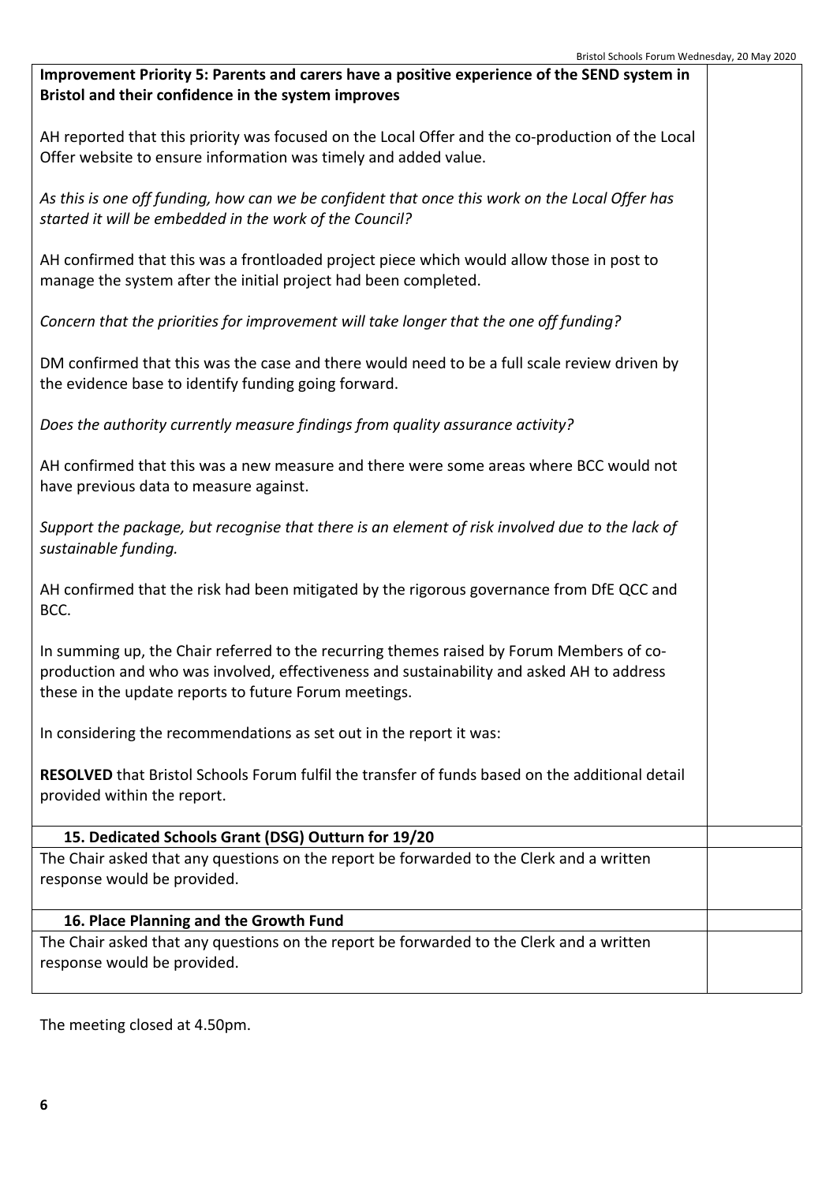**Improvement Priority 5: Parents and carers have a positive experience of the SEND system in Bristol and their confidence in the system improves**

AH reported that this priority was focused on the Local Offer and the co-production of the Local Offer website to ensure information was timely and added value.

*As this is one off funding, how can we be confident that once this work on the Local Offer has started it will be embedded in the work of the Council?*

AH confirmed that this was a frontloaded project piece which would allow those in post to manage the system after the initial project had been completed.

*Concern that the priorities for improvement will take longer that the one off funding?*

DM confirmed that this was the case and there would need to be a full scale review driven by the evidence base to identify funding going forward.

*Does the authority currently measure findings from quality assurance activity?*

AH confirmed that this was a new measure and there were some areas where BCC would not have previous data to measure against.

*Support the package, but recognise that there is an element of risk involved due to the lack of sustainable funding.*

AH confirmed that the risk had been mitigated by the rigorous governance from DfE QCC and BCC.

In summing up, the Chair referred to the recurring themes raised by Forum Members of co-production and who was involved, effectiveness and sustainability and asked AH to address these in the update reports to future Forum meetings.

In considering the recommendations as set out in the report it was:

**RESOLVED** that Bristol Schools Forum fulfil the transfer of funds based on the additional detail provided within the report.

**15. Dedicated Schools Grant (DSG) Outturn for 19/20**

The Chair asked that any questions on the report be forwarded to the Clerk and a written response would be provided.

**16. Place Planning and the Growth Fund**

The Chair asked that any questions on the report be forwarded to the Clerk and a written response would be provided.

The meeting closed at 4.50pm.